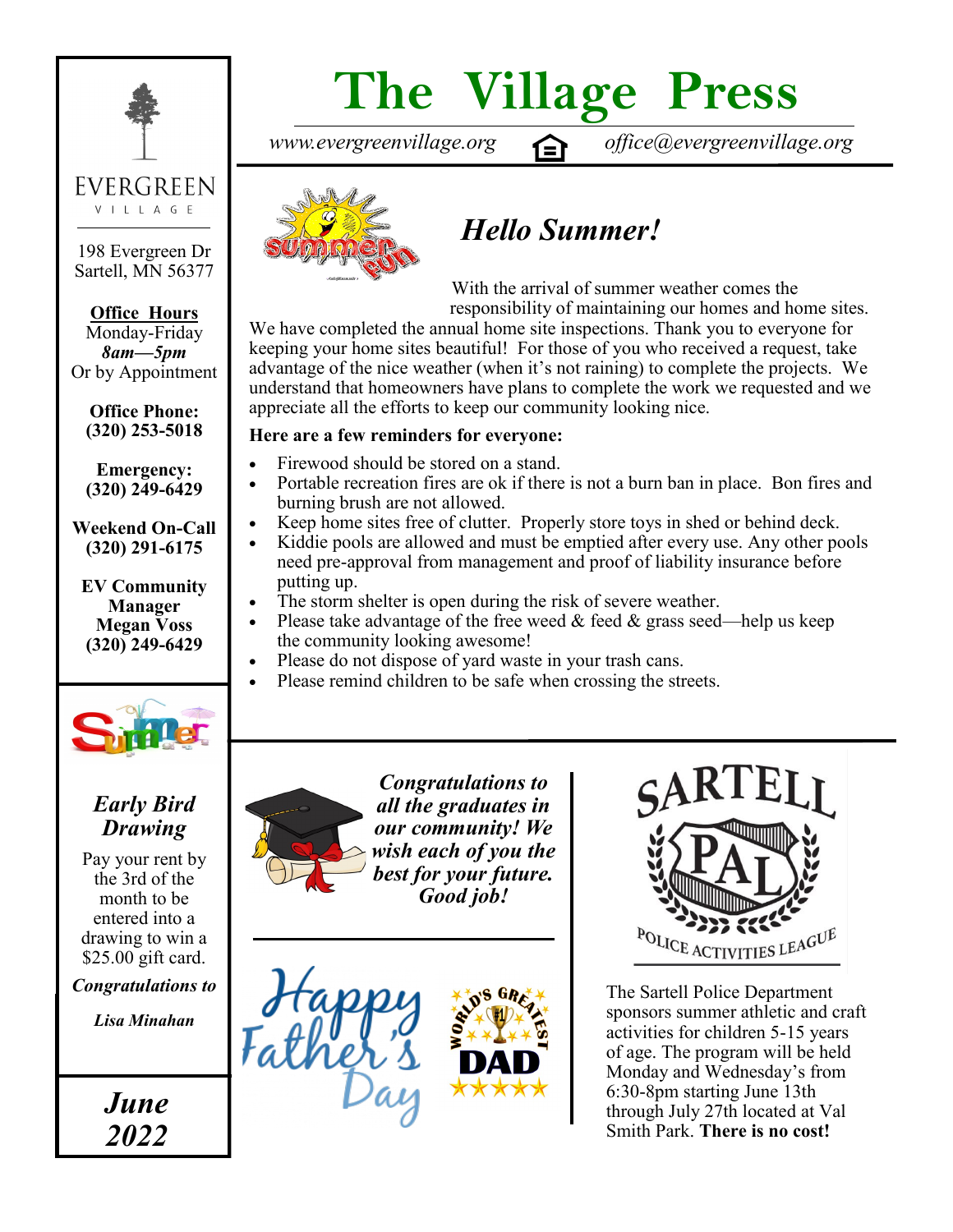# The Village Press

*www.evergreenvillage.org* *office@evergreenvillage.org*

EVERGREEN VILLAGE

198 Evergreen Dr
Sartell, MN 56377

**Office Hours**
Monday-Friday
***8am—5pm***
Or by Appointment

**Office Phone:**
**(320) 253-5018**

**Emergency:**
**(320) 249-6429**

**Weekend On-Call**
**(320) 291-6175**

**EV Community Manager**
**Megan Voss**
**(320) 249-6429**

## *Early Bird Drawing*

Pay your rent by the 3rd of the month to be entered into a drawing to win a $25.00 gift card.

***Congratulations to***

***Lisa Minahan***

## *June 2022*

## *Hello Summer!*

With the arrival of summer weather comes the responsibility of maintaining our homes and home sites. We have completed the annual home site inspections. Thank you to everyone for keeping your home sites beautiful! For those of you who received a request, take advantage of the nice weather (when it's not raining) to complete the projects. We understand that homeowners have plans to complete the work we requested and we appreciate all the efforts to keep our community looking nice.

**Here are a few reminders for everyone:**

- Firewood should be stored on a stand.
- Portable recreation fires are ok if there is not a burn ban in place. Bon fires and burning brush are not allowed.
- Keep home sites free of clutter. Properly store toys in shed or behind deck.
- Kiddie pools are allowed and must be emptied after every use. Any other pools need pre-approval from management and proof of liability insurance before putting up.
- The storm shelter is open during the risk of severe weather.
- Please take advantage of the free weed & feed & grass seed—help us keep the community looking awesome!
- Please do not dispose of yard waste in your trash cans.
- Please remind children to be safe when crossing the streets.

***Congratulations to all the graduates in our community! We wish each of you the best for your future. Good job!***

Happy Father's Day

WORLD'S GREATEST DAD

SARTELL PAL POLICE ACTIVITIES LEAGUE

The Sartell Police Department sponsors summer athletic and craft activities for children 5-15 years of age. The program will be held Monday and Wednesday's from 6:30-8pm starting June 13th through July 27th located at Val Smith Park. **There is no cost!**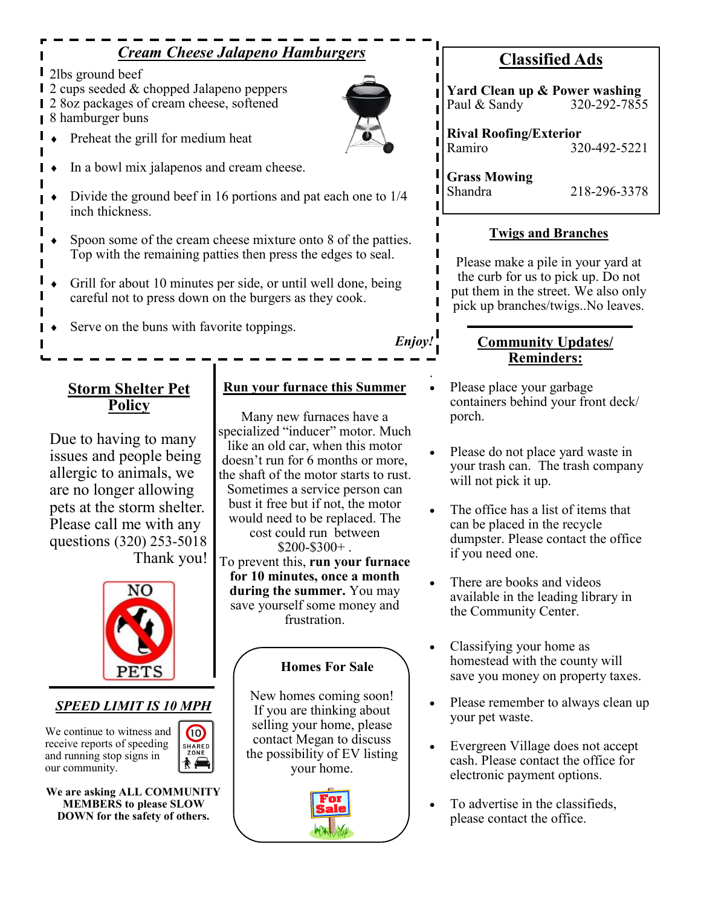## *Cream Cheese Jalapeno Hamburgers*

2lbs ground beef
2 cups seeded & chopped Jalapeno peppers
2 8oz packages of cream cheese, softened
8 hamburger buns

- Preheat the grill for medium heat
- In a bowl mix jalapenos and cream cheese.
- Divide the ground beef in 16 portions and pat each one to 1/4 inch thickness.
- Spoon some of the cream cheese mixture onto 8 of the patties. Top with the remaining patties then press the edges to seal.
- Grill for about 10 minutes per side, or until well done, being careful not to press down on the burgers as they cook.
- Serve on the buns with favorite toppings.

*Enjoy!*

## Storm Shelter Pet Policy

Due to having to many issues and people being allergic to animals, we are no longer allowing pets at the storm shelter. Please call me with any questions (320) 253-5018

Thank you!

NO PETS

## *SPEED LIMIT IS 10 MPH*

We continue to witness and receive reports of speeding and running stop signs in our community.

10 SHARED ZONE

**We are asking ALL COMMUNITY MEMBERS to please SLOW DOWN for the safety of others.**

## Run your furnace this Summer

Many new furnaces have a specialized "inducer" motor. Much like an old car, when this motor doesn't run for 6 months or more, the shaft of the motor starts to rust. Sometimes a service person can bust it free but if not, the motor would need to be replaced. The cost could run between $200-$300+ .

To prevent this, **run your furnace for 10 minutes, once a month during the summer.** You may save yourself some money and frustration.

### Homes For Sale

New homes coming soon! If you are thinking about selling your home, please contact Megan to discuss the possibility of EV listing your home.

For Sale

## Classified Ads

**Yard Clean up & Power washing**
Paul & Sandy 320-292-7855

**Rival Roofing/Exterior**
Ramiro 320-492-5221

**Grass Mowing**
Shandra 218-296-3378

## Twigs and Branches

Please make a pile in your yard at the curb for us to pick up. Do not put them in the street. We also only pick up branches/twigs..No leaves.

## Community Updates/ Reminders:

- Please place your garbage containers behind your front deck/ porch.
- Please do not place yard waste in your trash can. The trash company will not pick it up.
- The office has a list of items that can be placed in the recycle dumpster. Please contact the office if you need one.
- There are books and videos available in the leading library in the Community Center.
- Classifying your home as homestead with the county will save you money on property taxes.
- Please remember to always clean up your pet waste.
- Evergreen Village does not accept cash. Please contact the office for electronic payment options.
- To advertise in the classifieds, please contact the office.